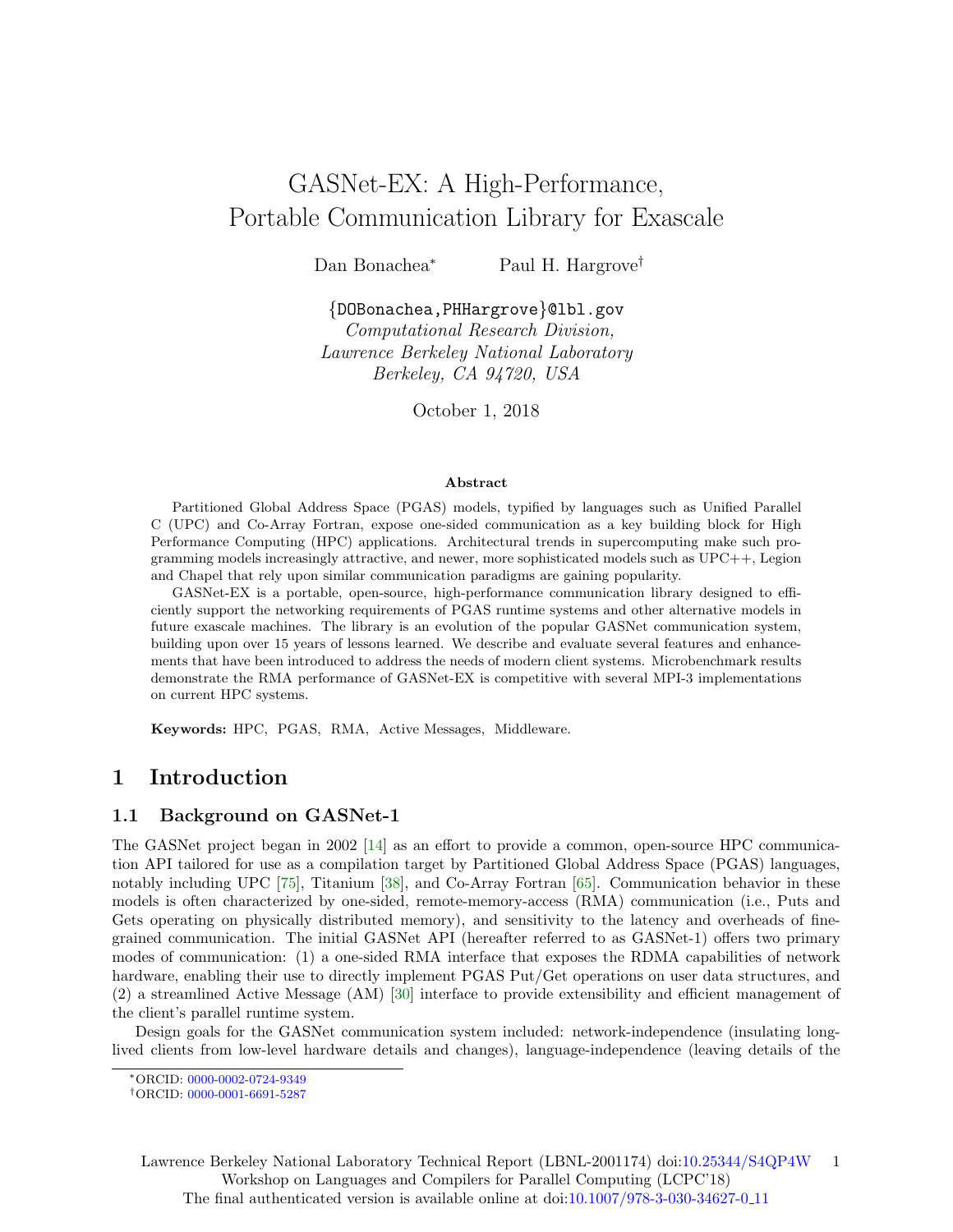# GASNet-EX: A High-Performance, Portable Communication Library for Exascale

Dan Bonachea* Paul H. Hargrove†

{DOBonachea,PHHargrove}@lbl.gov
*Computational Research Division,*
*Lawrence Berkeley National Laboratory*
*Berkeley, CA 94720, USA*

October 1, 2018

**Abstract**

Partitioned Global Address Space (PGAS) models, typified by languages such as Unified Parallel C (UPC) and Co-Array Fortran, expose one-sided communication as a key building block for High Performance Computing (HPC) applications. Architectural trends in supercomputing make such programming models increasingly attractive, and newer, more sophisticated models such as UPC++, Legion and Chapel that rely upon similar communication paradigms are gaining popularity.

GASNet-EX is a portable, open-source, high-performance communication library designed to efficiently support the networking requirements of PGAS runtime systems and other alternative models in future exascale machines. The library is an evolution of the popular GASNet communication system, building upon over 15 years of lessons learned. We describe and evaluate several features and enhancements that have been introduced to address the needs of modern client systems. Microbenchmark results demonstrate the RMA performance of GASNet-EX is competitive with several MPI-3 implementations on current HPC systems.

**Keywords:** HPC, PGAS, RMA, Active Messages, Middleware.

## 1 Introduction

### 1.1 Background on GASNet-1

The GASNet project began in 2002 [14] as an effort to provide a common, open-source HPC communication API tailored for use as a compilation target by Partitioned Global Address Space (PGAS) languages, notably including UPC [75], Titanium [38], and Co-Array Fortran [65]. Communication behavior in these models is often characterized by one-sided, remote-memory-access (RMA) communication (i.e., Puts and Gets operating on physically distributed memory), and sensitivity to the latency and overheads of fine-grained communication. The initial GASNet API (hereafter referred to as GASNet-1) offers two primary modes of communication: (1) a one-sided RMA interface that exposes the RDMA capabilities of network hardware, enabling their use to directly implement PGAS Put/Get operations on user data structures, and (2) a streamlined Active Message (AM) [30] interface to provide extensibility and efficient management of the client's parallel runtime system.

Design goals for the GASNet communication system included: network-independence (insulating long-lived clients from low-level hardware details and changes), language-independence (leaving details of the

*ORCID: 0000-0002-0724-9349
†ORCID: 0000-0001-6691-5287

Lawrence Berkeley National Laboratory Technical Report (LBNL-2001174) doi:10.25344/S4QP4W
Workshop on Languages and Compilers for Parallel Computing (LCPC'18)
The final authenticated version is available online at doi:10.1007/978-3-030-34627-0_11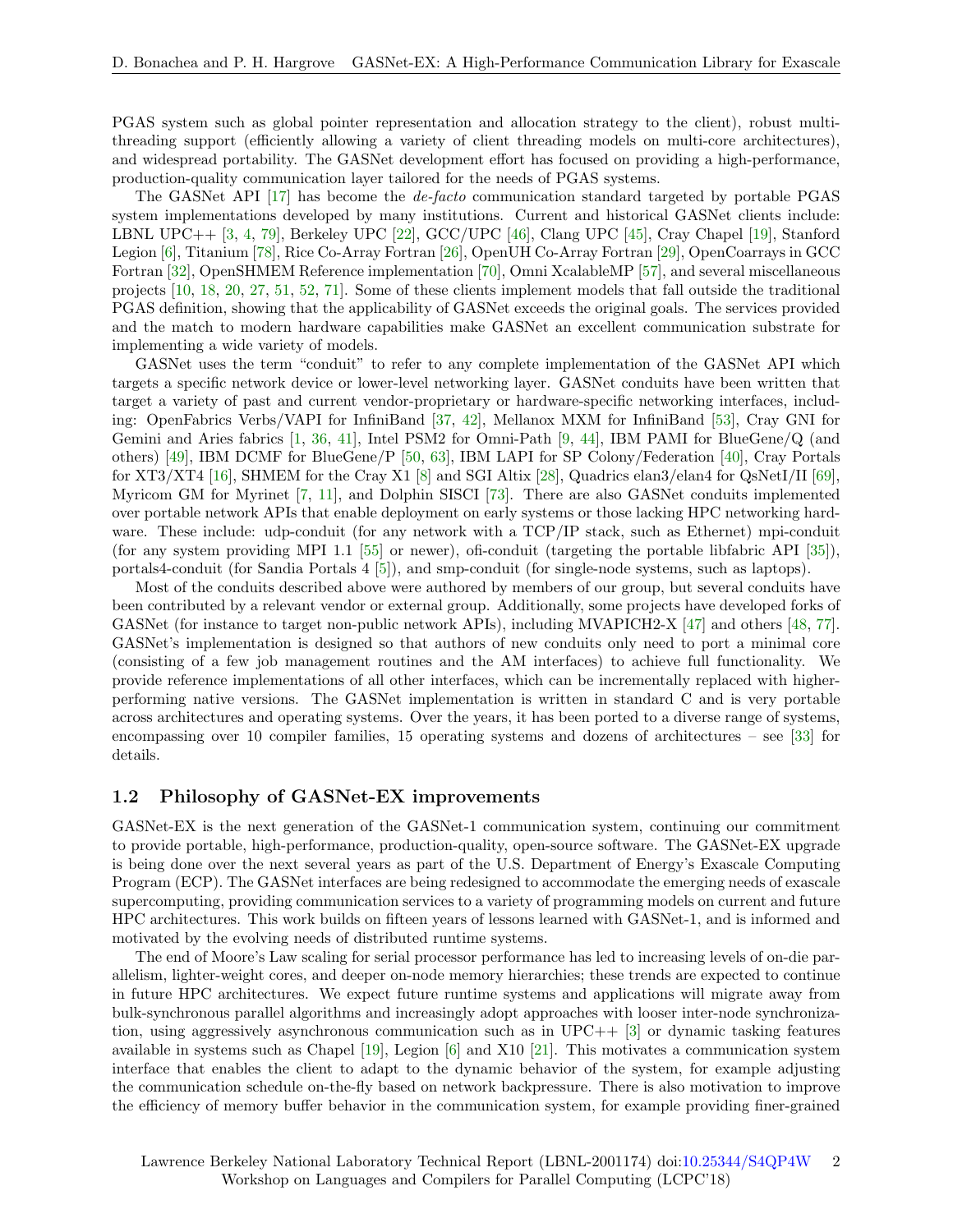PGAS system such as global pointer representation and allocation strategy to the client), robust multi-threading support (efficiently allowing a variety of client threading models on multi-core architectures), and widespread portability. The GASNet development effort has focused on providing a high-performance, production-quality communication layer tailored for the needs of PGAS systems.

The GASNet API [17] has become the *de-facto* communication standard targeted by portable PGAS system implementations developed by many institutions. Current and historical GASNet clients include: LBNL UPC++ [3, 4, 79], Berkeley UPC [22], GCC/UPC [46], Clang UPC [45], Cray Chapel [19], Stanford Legion [6], Titanium [78], Rice Co-Array Fortran [26], OpenUH Co-Array Fortran [29], OpenCoarrays in GCC Fortran [32], OpenSHMEM Reference implementation [70], Omni XcalableMP [57], and several miscellaneous projects [10, 18, 20, 27, 51, 52, 71]. Some of these clients implement models that fall outside the traditional PGAS definition, showing that the applicability of GASNet exceeds the original goals. The services provided and the match to modern hardware capabilities make GASNet an excellent communication substrate for implementing a wide variety of models.

GASNet uses the term "conduit" to refer to any complete implementation of the GASNet API which targets a specific network device or lower-level networking layer. GASNet conduits have been written that target a variety of past and current vendor-proprietary or hardware-specific networking interfaces, including: OpenFabrics Verbs/VAPI for InfiniBand [37, 42], Mellanox MXM for InfiniBand [53], Cray GNI for Gemini and Aries fabrics [1, 36, 41], Intel PSM2 for Omni-Path [9, 44], IBM PAMI for BlueGene/Q (and others) [49], IBM DCMF for BlueGene/P [50, 63], IBM LAPI for SP Colony/Federation [40], Cray Portals for XT3/XT4 [16], SHMEM for the Cray X1 [8] and SGI Altix [28], Quadrics elan3/elan4 for QsNetI/II [69], Myricom GM for Myrinet [7, 11], and Dolphin SISCI [73]. There are also GASNet conduits implemented over portable network APIs that enable deployment on early systems or those lacking HPC networking hardware. These include: udp-conduit (for any network with a TCP/IP stack, such as Ethernet) mpi-conduit (for any system providing MPI 1.1 [55] or newer), ofi-conduit (targeting the portable libfabric API [35]), portals4-conduit (for Sandia Portals 4 [5]), and smp-conduit (for single-node systems, such as laptops).

Most of the conduits described above were authored by members of our group, but several conduits have been contributed by a relevant vendor or external group. Additionally, some projects have developed forks of GASNet (for instance to target non-public network APIs), including MVAPICH2-X [47] and others [48, 77]. GASNet's implementation is designed so that authors of new conduits only need to port a minimal core (consisting of a few job management routines and the AM interfaces) to achieve full functionality. We provide reference implementations of all other interfaces, which can be incrementally replaced with higher-performing native versions. The GASNet implementation is written in standard C and is very portable across architectures and operating systems. Over the years, it has been ported to a diverse range of systems, encompassing over 10 compiler families, 15 operating systems and dozens of architectures – see [33] for details.

### 1.2 Philosophy of GASNet-EX improvements

GASNet-EX is the next generation of the GASNet-1 communication system, continuing our commitment to provide portable, high-performance, production-quality, open-source software. The GASNet-EX upgrade is being done over the next several years as part of the U.S. Department of Energy's Exascale Computing Program (ECP). The GASNet interfaces are being redesigned to accommodate the emerging needs of exascale supercomputing, providing communication services to a variety of programming models on current and future HPC architectures. This work builds on fifteen years of lessons learned with GASNet-1, and is informed and motivated by the evolving needs of distributed runtime systems.

The end of Moore's Law scaling for serial processor performance has led to increasing levels of on-die parallelism, lighter-weight cores, and deeper on-node memory hierarchies; these trends are expected to continue in future HPC architectures. We expect future runtime systems and applications will migrate away from bulk-synchronous parallel algorithms and increasingly adopt approaches with looser inter-node synchronization, using aggressively asynchronous communication such as in UPC++ [3] or dynamic tasking features available in systems such as Chapel [19], Legion [6] and X10 [21]. This motivates a communication system interface that enables the client to adapt to the dynamic behavior of the system, for example adjusting the communication schedule on-the-fly based on network backpressure. There is also motivation to improve the efficiency of memory buffer behavior in the communication system, for example providing finer-grained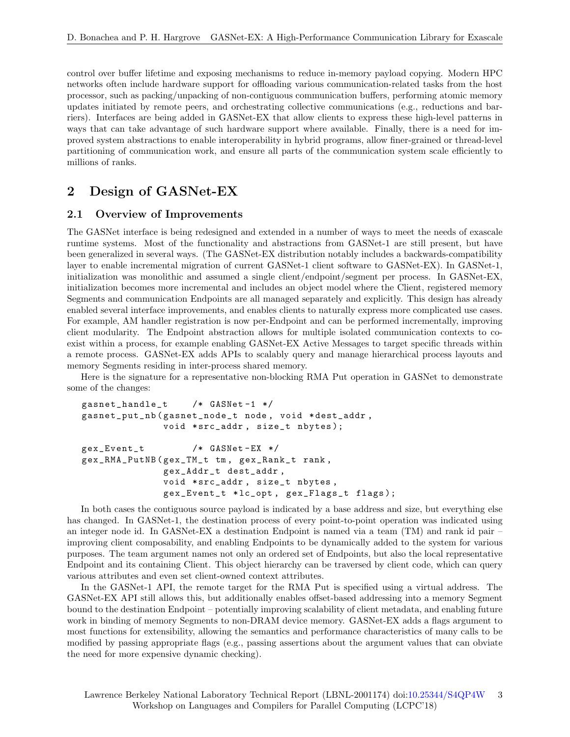control over buffer lifetime and exposing mechanisms to reduce in-memory payload copying. Modern HPC networks often include hardware support for offloading various communication-related tasks from the host processor, such as packing/unpacking of non-contiguous communication buffers, performing atomic memory updates initiated by remote peers, and orchestrating collective communications (e.g., reductions and barriers). Interfaces are being added in GASNet-EX that allow clients to express these high-level patterns in ways that can take advantage of such hardware support where available. Finally, there is a need for improved system abstractions to enable interoperability in hybrid programs, allow finer-grained or thread-level partitioning of communication work, and ensure all parts of the communication system scale efficiently to millions of ranks.

# 2 Design of GASNet-EX

## 2.1 Overview of Improvements

The GASNet interface is being redesigned and extended in a number of ways to meet the needs of exascale runtime systems. Most of the functionality and abstractions from GASNet-1 are still present, but have been generalized in several ways. (The GASNet-EX distribution notably includes a backwards-compatibility layer to enable incremental migration of current GASNet-1 client software to GASNet-EX). In GASNet-1, initialization was monolithic and assumed a single client/endpoint/segment per process. In GASNet-EX, initialization becomes more incremental and includes an object model where the Client, registered memory Segments and communication Endpoints are all managed separately and explicitly. This design has already enabled several interface improvements, and enables clients to naturally express more complicated use cases. For example, AM handler registration is now per-Endpoint and can be performed incrementally, improving client modularity. The Endpoint abstraction allows for multiple isolated communication contexts to co-exist within a process, for example enabling GASNet-EX Active Messages to target specific threads within a remote process. GASNet-EX adds APIs to scalably query and manage hierarchical process layouts and memory Segments residing in inter-process shared memory.

Here is the signature for a representative non-blocking RMA Put operation in GASNet to demonstrate some of the changes:

```
gasnet_handle_t    /* GASNet-1 */
gasnet_put_nb(gasnet_node_t node, void *dest_addr,
              void *src_addr, size_t nbytes);

gex_Event_t         /* GASNet-EX */
gex_RMA_PutNB(gex_TM_t tm, gex_Rank_t rank,
              gex_Addr_t dest_addr,
              void *src_addr, size_t nbytes,
              gex_Event_t *lc_opt, gex_Flags_t flags);
```

In both cases the contiguous source payload is indicated by a base address and size, but everything else has changed. In GASNet-1, the destination process of every point-to-point operation was indicated using an integer node id. In GASNet-EX a destination Endpoint is named via a team (TM) and rank id pair – improving client composability, and enabling Endpoints to be dynamically added to the system for various purposes. The team argument names not only an ordered set of Endpoints, but also the local representative Endpoint and its containing Client. This object hierarchy can be traversed by client code, which can query various attributes and even set client-owned context attributes.

In the GASNet-1 API, the remote target for the RMA Put is specified using a virtual address. The GASNet-EX API still allows this, but additionally enables offset-based addressing into a memory Segment bound to the destination Endpoint – potentially improving scalability of client metadata, and enabling future work in binding of memory Segments to non-DRAM device memory. GASNet-EX adds a flags argument to most functions for extensibility, allowing the semantics and performance characteristics of many calls to be modified by passing appropriate flags (e.g., passing assertions about the argument values that can obviate the need for more expensive dynamic checking).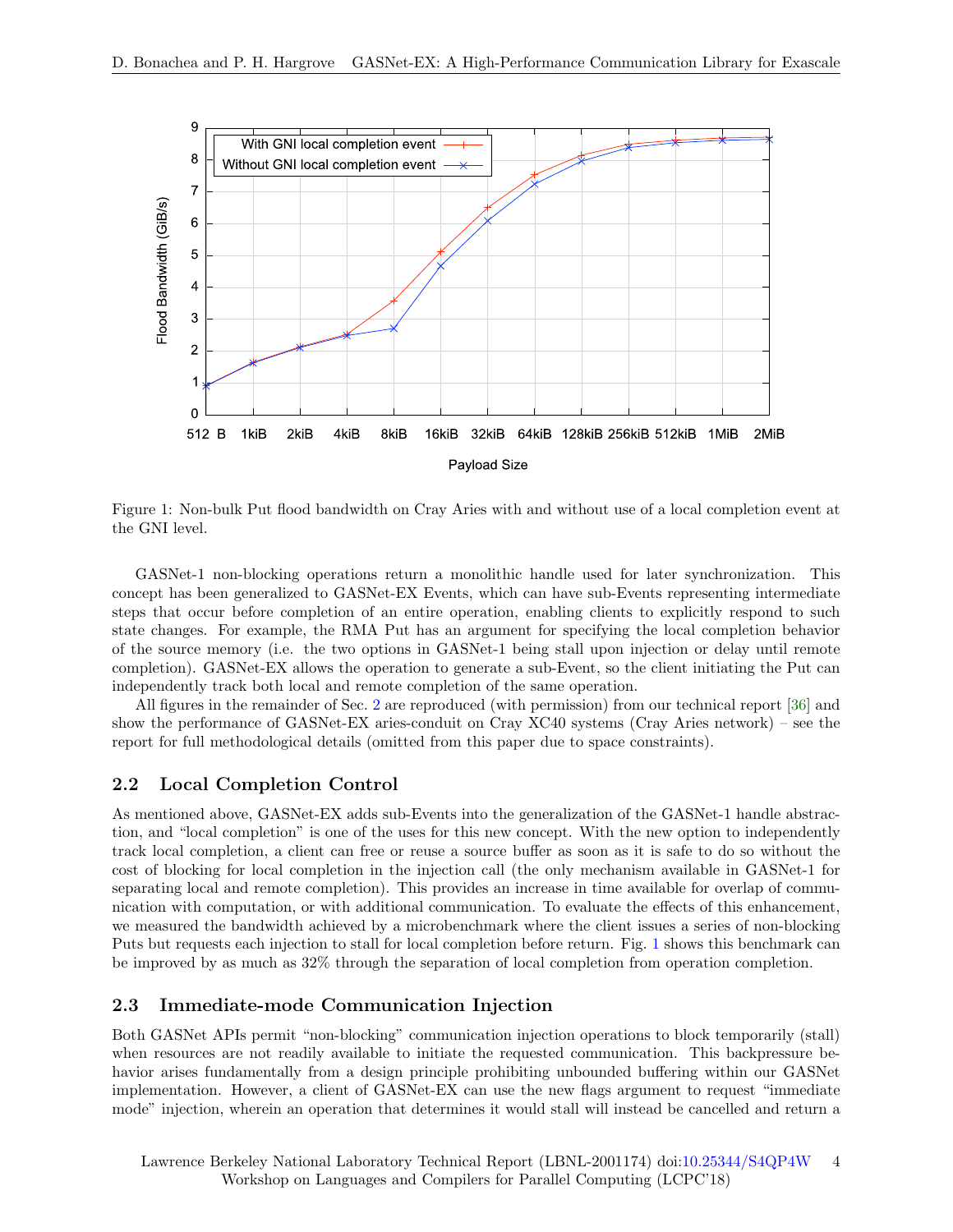Figure 1: Non-bulk Put flood bandwidth on Cray Aries with and without use of a local completion event at the GNI level.

GASNet-1 non-blocking operations return a monolithic handle used for later synchronization. This concept has been generalized to GASNet-EX Events, which can have sub-Events representing intermediate steps that occur before completion of an entire operation, enabling clients to explicitly respond to such state changes. For example, the RMA Put has an argument for specifying the local completion behavior of the source memory (i.e. the two options in GASNet-1 being stall upon injection or delay until remote completion). GASNet-EX allows the operation to generate a sub-Event, so the client initiating the Put can independently track both local and remote completion of the same operation.

All figures in the remainder of Sec. 2 are reproduced (with permission) from our technical report [36] and show the performance of GASNet-EX aries-conduit on Cray XC40 systems (Cray Aries network) – see the report for full methodological details (omitted from this paper due to space constraints).

## 2.2 Local Completion Control

As mentioned above, GASNet-EX adds sub-Events into the generalization of the GASNet-1 handle abstraction, and "local completion" is one of the uses for this new concept. With the new option to independently track local completion, a client can free or reuse a source buffer as soon as it is safe to do so without the cost of blocking for local completion in the injection call (the only mechanism available in GASNet-1 for separating local and remote completion). This provides an increase in time available for overlap of communication with computation, or with additional communication. To evaluate the effects of this enhancement, we measured the bandwidth achieved by a microbenchmark where the client issues a series of non-blocking Puts but requests each injection to stall for local completion before return. Fig. 1 shows this benchmark can be improved by as much as 32% through the separation of local completion from operation completion.

## 2.3 Immediate-mode Communication Injection

Both GASNet APIs permit "non-blocking" communication injection operations to block temporarily (stall) when resources are not readily available to initiate the requested communication. This backpressure behavior arises fundamentally from a design principle prohibiting unbounded buffering within our GASNet implementation. However, a client of GASNet-EX can use the new flags argument to request "immediate mode" injection, wherein an operation that determines it would stall will instead be cancelled and return a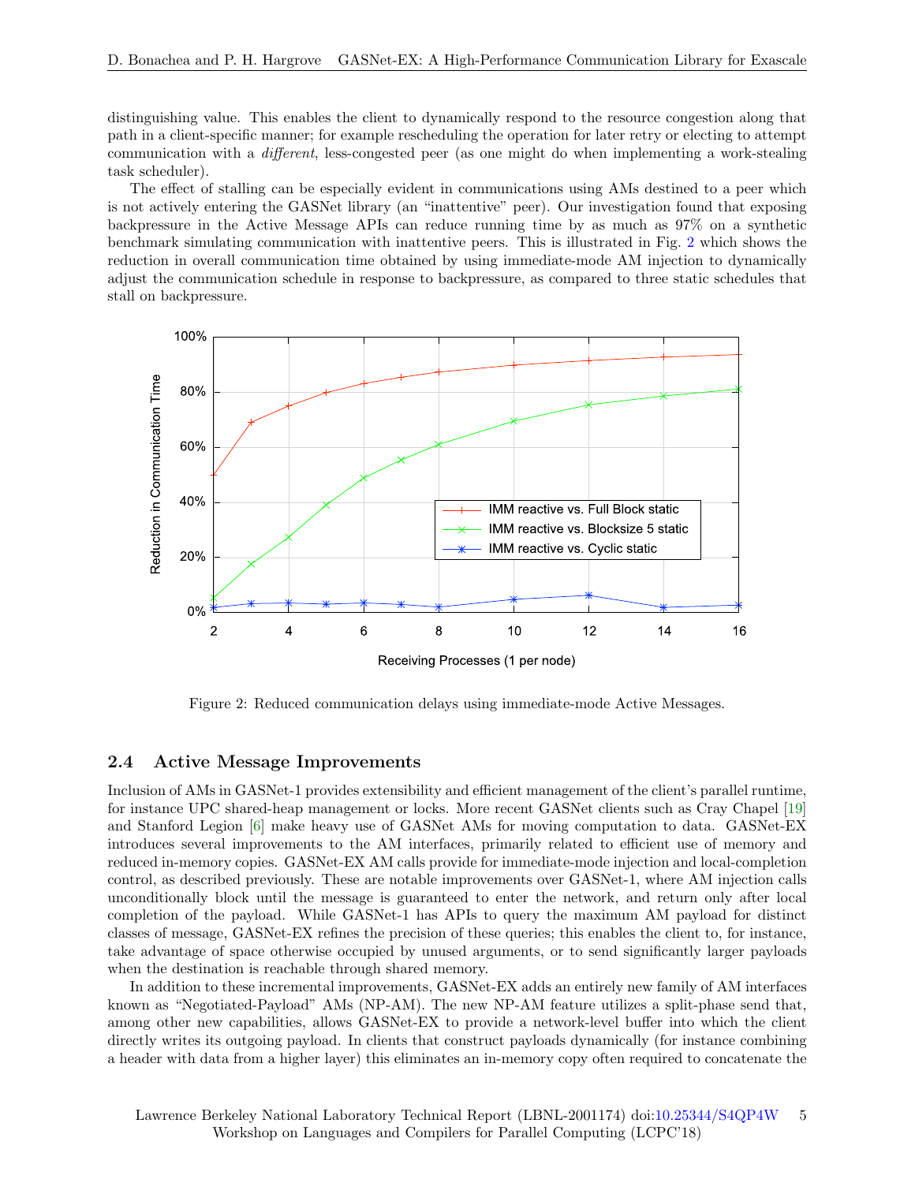distinguishing value. This enables the client to dynamically respond to the resource congestion along that path in a client-specific manner; for example rescheduling the operation for later retry or electing to attempt communication with a *different*, less-congested peer (as one might do when implementing a work-stealing task scheduler).

The effect of stalling can be especially evident in communications using AMs destined to a peer which is not actively entering the GASNet library (an "inattentive" peer). Our investigation found that exposing backpressure in the Active Message APIs can reduce running time by as much as 97% on a synthetic benchmark simulating communication with inattentive peers. This is illustrated in Fig. 2 which shows the reduction in overall communication time obtained by using immediate-mode AM injection to dynamically adjust the communication schedule in response to backpressure, as compared to three static schedules that stall on backpressure.

Figure 2: Reduced communication delays using immediate-mode Active Messages.

## 2.4 Active Message Improvements

Inclusion of AMs in GASNet-1 provides extensibility and efficient management of the client's parallel runtime, for instance UPC shared-heap management or locks. More recent GASNet clients such as Cray Chapel [19] and Stanford Legion [6] make heavy use of GASNet AMs for moving computation to data. GASNet-EX introduces several improvements to the AM interfaces, primarily related to efficient use of memory and reduced in-memory copies. GASNet-EX AM calls provide for immediate-mode injection and local-completion control, as described previously. These are notable improvements over GASNet-1, where AM injection calls unconditionally block until the message is guaranteed to enter the network, and return only after local completion of the payload. While GASNet-1 has APIs to query the maximum AM payload for distinct classes of message, GASNet-EX refines the precision of these queries; this enables the client to, for instance, take advantage of space otherwise occupied by unused arguments, or to send significantly larger payloads when the destination is reachable through shared memory.

In addition to these incremental improvements, GASNet-EX adds an entirely new family of AM interfaces known as "Negotiated-Payload" AMs (NP-AM). The new NP-AM feature utilizes a split-phase send that, among other new capabilities, allows GASNet-EX to provide a network-level buffer into which the client directly writes its outgoing payload. In clients that construct payloads dynamically (for instance combining a header with data from a higher layer) this eliminates an in-memory copy often required to concatenate the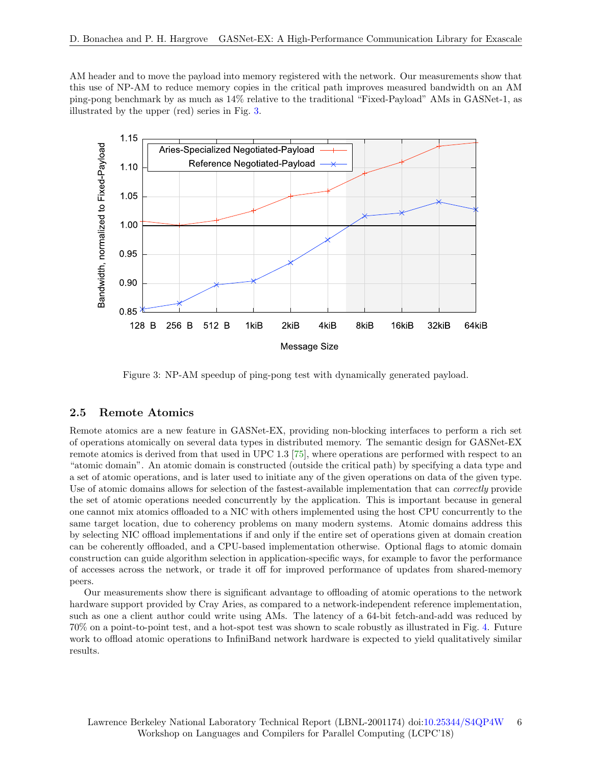AM header and to move the payload into memory registered with the network. Our measurements show that this use of NP-AM to reduce memory copies in the critical path improves measured bandwidth on an AM ping-pong benchmark by as much as 14% relative to the traditional "Fixed-Payload" AMs in GASNet-1, as illustrated by the upper (red) series in Fig. 3.

Figure 3: NP-AM speedup of ping-pong test with dynamically generated payload.

## 2.5 Remote Atomics

Remote atomics are a new feature in GASNet-EX, providing non-blocking interfaces to perform a rich set of operations atomically on several data types in distributed memory. The semantic design for GASNet-EX remote atomics is derived from that used in UPC 1.3 [75], where operations are performed with respect to an "atomic domain". An atomic domain is constructed (outside the critical path) by specifying a data type and a set of atomic operations, and is later used to initiate any of the given operations on data of the given type. Use of atomic domains allows for selection of the fastest-available implementation that can *correctly* provide the set of atomic operations needed concurrently by the application. This is important because in general one cannot mix atomics offloaded to a NIC with others implemented using the host CPU concurrently to the same target location, due to coherency problems on many modern systems. Atomic domains address this by selecting NIC offload implementations if and only if the entire set of operations given at domain creation can be coherently offloaded, and a CPU-based implementation otherwise. Optional flags to atomic domain construction can guide algorithm selection in application-specific ways, for example to favor the performance of accesses across the network, or trade it off for improved performance of updates from shared-memory peers.

Our measurements show there is significant advantage to offloading of atomic operations to the network hardware support provided by Cray Aries, as compared to a network-independent reference implementation, such as one a client author could write using AMs. The latency of a 64-bit fetch-and-add was reduced by 70% on a point-to-point test, and a hot-spot test was shown to scale robustly as illustrated in Fig. 4. Future work to offload atomic operations to InfiniBand network hardware is expected to yield qualitatively similar results.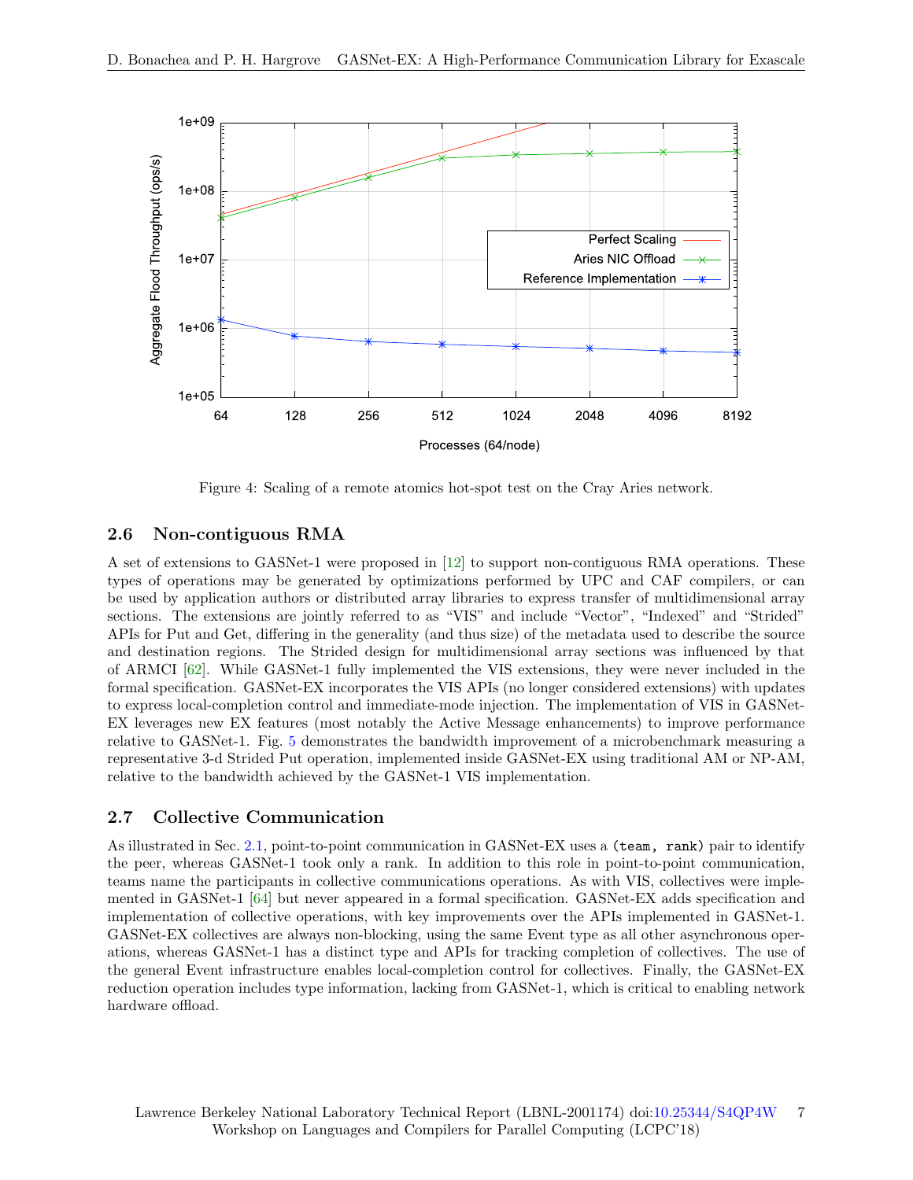Figure 4: Scaling of a remote atomics hot-spot test on the Cray Aries network.

### 2.6 Non-contiguous RMA

A set of extensions to GASNet-1 were proposed in [12] to support non-contiguous RMA operations. These types of operations may be generated by optimizations performed by UPC and CAF compilers, or can be used by application authors or distributed array libraries to express transfer of multidimensional array sections. The extensions are jointly referred to as "VIS" and include "Vector", "Indexed" and "Strided" APIs for Put and Get, differing in the generality (and thus size) of the metadata used to describe the source and destination regions. The Strided design for multidimensional array sections was influenced by that of ARMCI [62]. While GASNet-1 fully implemented the VIS extensions, they were never included in the formal specification. GASNet-EX incorporates the VIS APIs (no longer considered extensions) with updates to express local-completion control and immediate-mode injection. The implementation of VIS in GASNet-EX leverages new EX features (most notably the Active Message enhancements) to improve performance relative to GASNet-1. Fig. 5 demonstrates the bandwidth improvement of a microbenchmark measuring a representative 3-d Strided Put operation, implemented inside GASNet-EX using traditional AM or NP-AM, relative to the bandwidth achieved by the GASNet-1 VIS implementation.

### 2.7 Collective Communication

As illustrated in Sec. 2.1, point-to-point communication in GASNet-EX uses a `(team, rank)` pair to identify the peer, whereas GASNet-1 took only a rank. In addition to this role in point-to-point communication, teams name the participants in collective communications operations. As with VIS, collectives were implemented in GASNet-1 [64] but never appeared in a formal specification. GASNet-EX adds specification and implementation of collective operations, with key improvements over the APIs implemented in GASNet-1. GASNet-EX collectives are always non-blocking, using the same Event type as all other asynchronous operations, whereas GASNet-1 has a distinct type and APIs for tracking completion of collectives. The use of the general Event infrastructure enables local-completion control for collectives. Finally, the GASNet-EX reduction operation includes type information, lacking from GASNet-1, which is critical to enabling network hardware offload.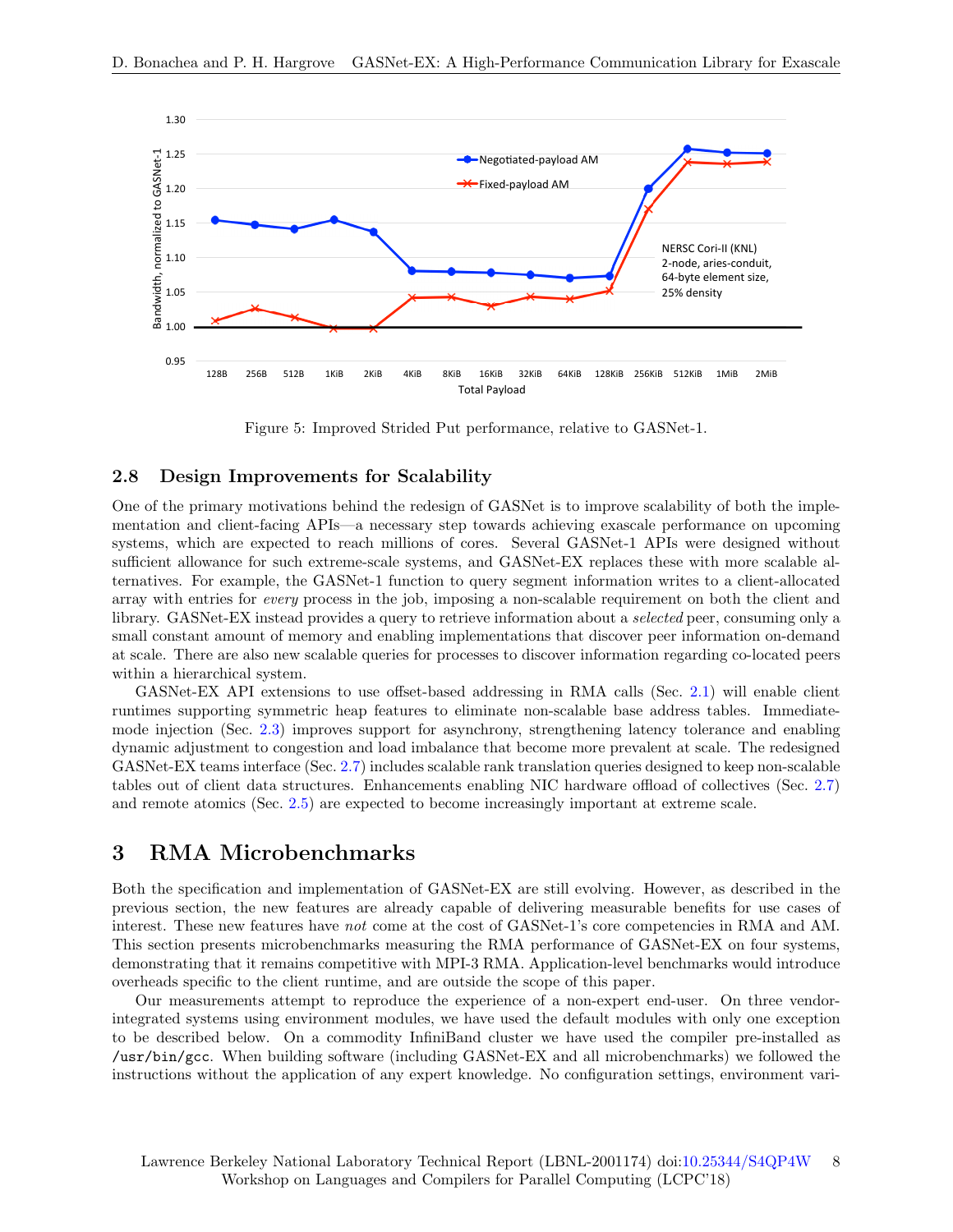Figure 5: Improved Strided Put performance, relative to GASNet-1.

### 2.8 Design Improvements for Scalability

One of the primary motivations behind the redesign of GASNet is to improve scalability of both the implementation and client-facing APIs—a necessary step towards achieving exascale performance on upcoming systems, which are expected to reach millions of cores. Several GASNet-1 APIs were designed without sufficient allowance for such extreme-scale systems, and GASNet-EX replaces these with more scalable alternatives. For example, the GASNet-1 function to query segment information writes to a client-allocated array with entries for *every* process in the job, imposing a non-scalable requirement on both the client and library. GASNet-EX instead provides a query to retrieve information about a *selected* peer, consuming only a small constant amount of memory and enabling implementations that discover peer information on-demand at scale. There are also new scalable queries for processes to discover information regarding co-located peers within a hierarchical system.

GASNet-EX API extensions to use offset-based addressing in RMA calls (Sec. 2.1) will enable client runtimes supporting symmetric heap features to eliminate non-scalable base address tables. Immediate-mode injection (Sec. 2.3) improves support for asynchrony, strengthening latency tolerance and enabling dynamic adjustment to congestion and load imbalance that become more prevalent at scale. The redesigned GASNet-EX teams interface (Sec. 2.7) includes scalable rank translation queries designed to keep non-scalable tables out of client data structures. Enhancements enabling NIC hardware offload of collectives (Sec. 2.7) and remote atomics (Sec. 2.5) are expected to become increasingly important at extreme scale.

## 3 RMA Microbenchmarks

Both the specification and implementation of GASNet-EX are still evolving. However, as described in the previous section, the new features are already capable of delivering measurable benefits for use cases of interest. These new features have *not* come at the cost of GASNet-1's core competencies in RMA and AM. This section presents microbenchmarks measuring the RMA performance of GASNet-EX on four systems, demonstrating that it remains competitive with MPI-3 RMA. Application-level benchmarks would introduce overheads specific to the client runtime, and are outside the scope of this paper.

Our measurements attempt to reproduce the experience of a non-expert end-user. On three vendor-integrated systems using environment modules, we have used the default modules with only one exception to be described below. On a commodity InfiniBand cluster we have used the compiler pre-installed as `/usr/bin/gcc`. When building software (including GASNet-EX and all microbenchmarks) we followed the instructions without the application of any expert knowledge. No configuration settings, environment vari-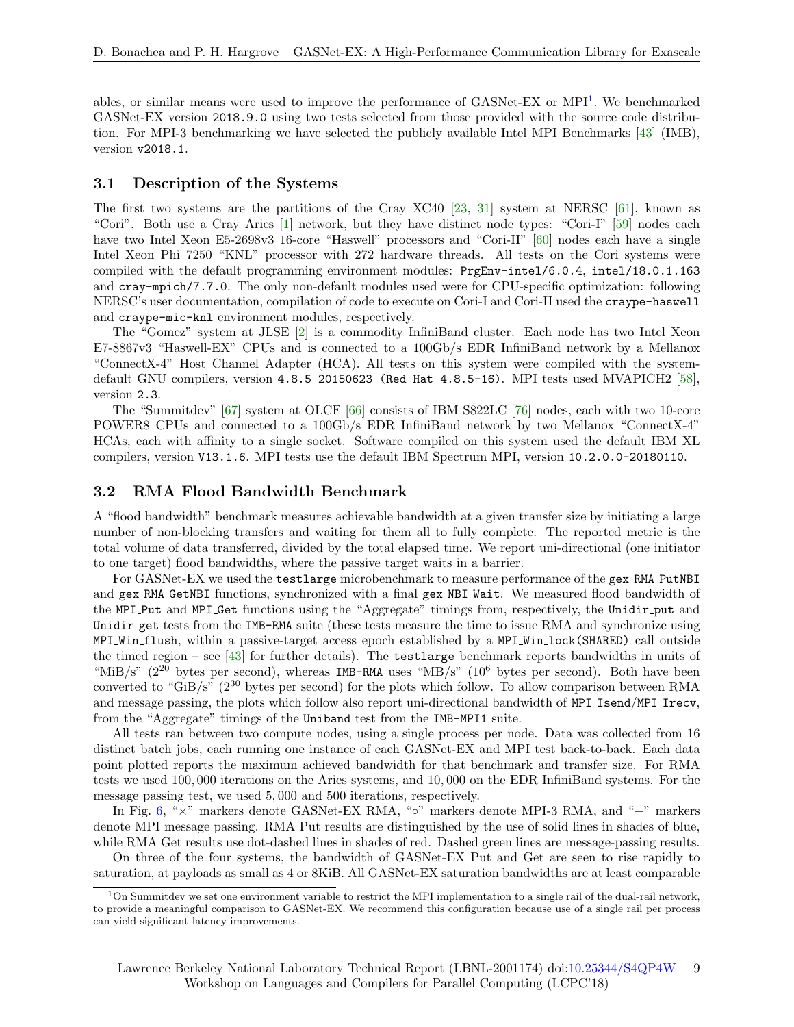ables, or similar means were used to improve the performance of GASNet-EX or MPI[1]. We benchmarked GASNet-EX version `2018.9.0` using two tests selected from those provided with the source code distribution. For MPI-3 benchmarking we have selected the publicly available Intel MPI Benchmarks [43] (IMB), version `v2018.1`.

### 3.1 Description of the Systems

The first two systems are the partitions of the Cray XC40 [23, 31] system at NERSC [61], known as "Cori". Both use a Cray Aries [1] network, but they have distinct node types: "Cori-I" [59] nodes each have two Intel Xeon E5-2698v3 16-core "Haswell" processors and "Cori-II" [60] nodes each have a single Intel Xeon Phi 7250 "KNL" processor with 272 hardware threads. All tests on the Cori systems were compiled with the default programming environment modules: `PrgEnv-intel/6.0.4`, `intel/18.0.1.163` and `cray-mpich/7.7.0`. The only non-default modules used were for CPU-specific optimization: following NERSC's user documentation, compilation of code to execute on Cori-I and Cori-II used the `craype-haswell` and `craype-mic-knl` environment modules, respectively.

The "Gomez" system at JLSE [2] is a commodity InfiniBand cluster. Each node has two Intel Xeon E7-8867v3 "Haswell-EX" CPUs and is connected to a 100Gb/s EDR InfiniBand network by a Mellanox "ConnectX-4" Host Channel Adapter (HCA). All tests on this system were compiled with the system-default GNU compilers, version `4.8.5 20150623 (Red Hat 4.8.5-16)`. MPI tests used MVAPICH2 [58], version `2.3`.

The "Summitdev" [67] system at OLCF [66] consists of IBM S822LC [76] nodes, each with two 10-core POWER8 CPUs and connected to a 100Gb/s EDR InfiniBand network by two Mellanox "ConnectX-4" HCAs, each with affinity to a single socket. Software compiled on this system used the default IBM XL compilers, version `V13.1.6`. MPI tests use the default IBM Spectrum MPI, version `10.2.0.0-20180110`.

### 3.2 RMA Flood Bandwidth Benchmark

A "flood bandwidth" benchmark measures achievable bandwidth at a given transfer size by initiating a large number of non-blocking transfers and waiting for them all to fully complete. The reported metric is the total volume of data transferred, divided by the total elapsed time. We report uni-directional (one initiator to one target) flood bandwidths, where the passive target waits in a barrier.

For GASNet-EX we used the `testlarge` microbenchmark to measure performance of the `gex_RMA_PutNBI` and `gex_RMA_GetNBI` functions, synchronized with a final `gex_NBI_Wait`. We measured flood bandwidth of the `MPI_Put` and `MPI_Get` functions using the "Aggregate" timings from, respectively, the `Unidir_put` and `Unidir_get` tests from the `IMB-RMA` suite (these tests measure the time to issue RMA and synchronize using `MPI_Win_flush`, within a passive-target access epoch established by a `MPI_Win_lock(SHARED)` call outside the timed region – see [43] for further details). The `testlarge` benchmark reports bandwidths in units of "MiB/s" ($2^{20}$ bytes per second), whereas `IMB-RMA` uses "MB/s" ($10^6$ bytes per second). Both have been converted to "GiB/s" ($2^{30}$ bytes per second) for the plots which follow. To allow comparison between RMA and message passing, the plots which follow also report uni-directional bandwidth of `MPI_Isend`/`MPI_Irecv`, from the "Aggregate" timings of the `Uniband` test from the `IMB-MPI1` suite.

All tests ran between two compute nodes, using a single process per node. Data was collected from 16 distinct batch jobs, each running one instance of each GASNet-EX and MPI test back-to-back. Each data point plotted reports the maximum achieved bandwidth for that benchmark and transfer size. For RMA tests we used 100,000 iterations on the Aries systems, and 10,000 on the EDR InfiniBand systems. For the message passing test, we used 5,000 and 500 iterations, respectively.

In Fig. 6, "×" markers denote GASNet-EX RMA, "○" markers denote MPI-3 RMA, and "+" markers denote MPI message passing. RMA Put results are distinguished by the use of solid lines in shades of blue, while RMA Get results use dot-dashed lines in shades of red. Dashed green lines are message-passing results.

On three of the four systems, the bandwidth of GASNet-EX Put and Get are seen to rise rapidly to saturation, at payloads as small as 4 or 8KiB. All GASNet-EX saturation bandwidths are at least comparable

[1] On Summitdev we set one environment variable to restrict the MPI implementation to a single rail of the dual-rail network, to provide a meaningful comparison to GASNet-EX. We recommend this configuration because use of a single rail per process can yield significant latency improvements.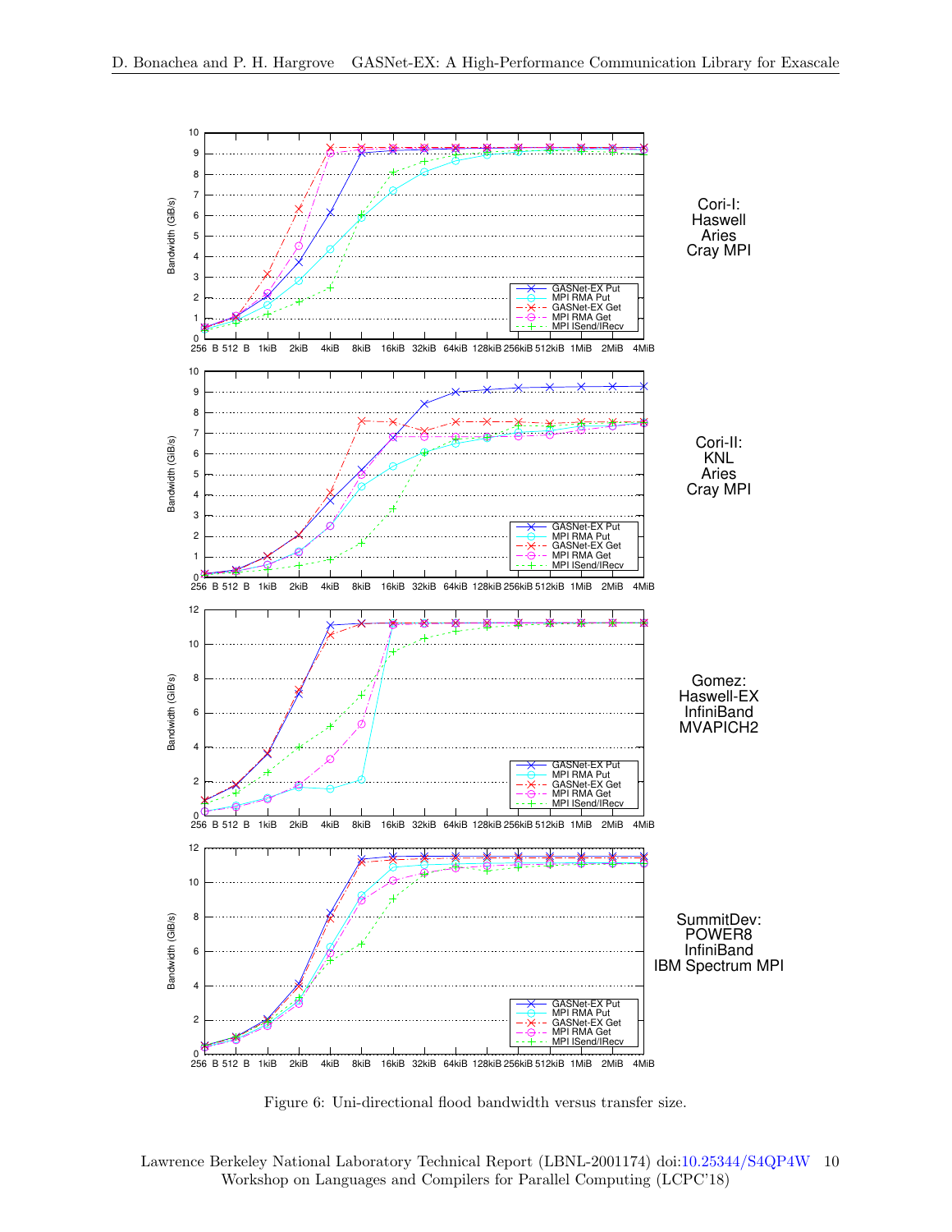Figure 6: Uni-directional flood bandwidth versus transfer size.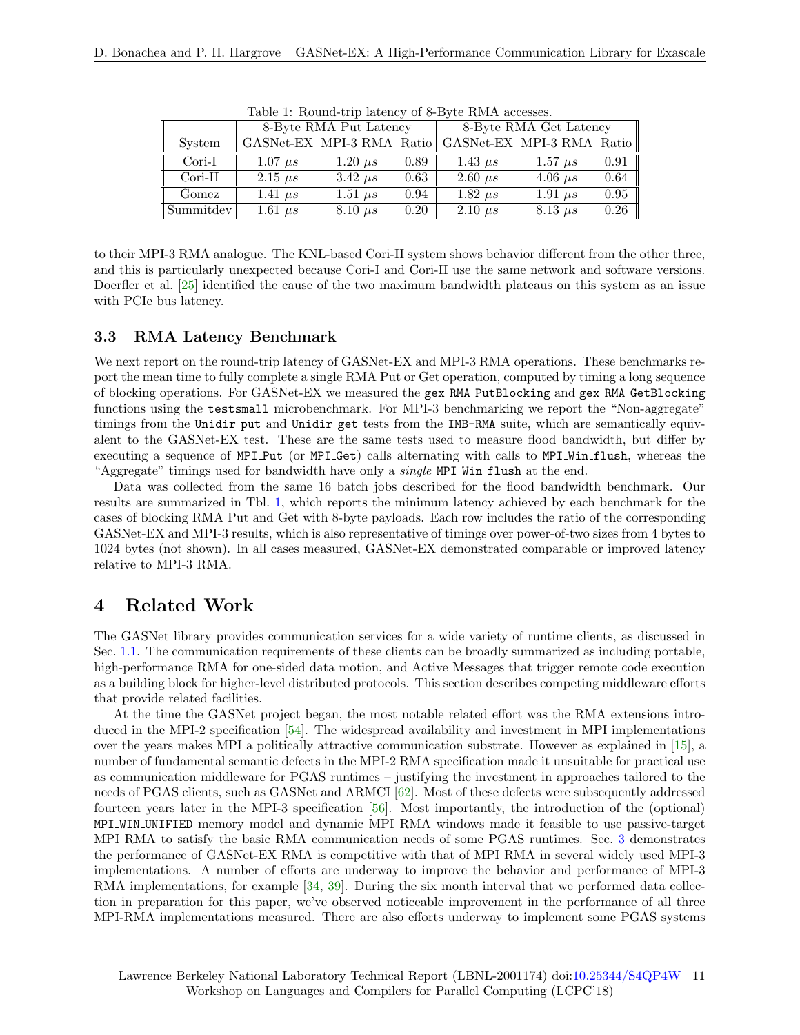Table 1: Round-trip latency of 8-Byte RMA accesses.

| System | 8-Byte RMA Put Latency | | | 8-Byte RMA Get Latency | | |
|---|---|---|---|---|---|---|
| | GASNet-EX | MPI-3 RMA | Ratio | GASNet-EX | MPI-3 RMA | Ratio |
| Cori-I | 1.07 $\mu s$ | 1.20 $\mu s$ | 0.89 | 1.43 $\mu s$ | 1.57 $\mu s$ | 0.91 |
| Cori-II | 2.15 $\mu s$ | 3.42 $\mu s$ | 0.63 | 2.60 $\mu s$ | 4.06 $\mu s$ | 0.64 |
| Gomez | 1.41 $\mu s$ | 1.51 $\mu s$ | 0.94 | 1.82 $\mu s$ | 1.91 $\mu s$ | 0.95 |
| Summitdev | 1.61 $\mu s$ | 8.10 $\mu s$ | 0.20 | 2.10 $\mu s$ | 8.13 $\mu s$ | 0.26 |

to their MPI-3 RMA analogue. The KNL-based Cori-II system shows behavior different from the other three, and this is particularly unexpected because Cori-I and Cori-II use the same network and software versions. Doerfler et al. [25] identified the cause of the two maximum bandwidth plateaus on this system as an issue with PCIe bus latency.

### 3.3 RMA Latency Benchmark

We next report on the round-trip latency of GASNet-EX and MPI-3 RMA operations. These benchmarks report the mean time to fully complete a single RMA Put or Get operation, computed by timing a long sequence of blocking operations. For GASNet-EX we measured the `gex_RMA_PutBlocking` and `gex_RMA_GetBlocking` functions using the `testsmall` microbenchmark. For MPI-3 benchmarking we report the "Non-aggregate" timings from the `Unidir_put` and `Unidir_get` tests from the `IMB-RMA` suite, which are semantically equivalent to the GASNet-EX test. These are the same tests used to measure flood bandwidth, but differ by executing a sequence of `MPI_Put` (or `MPI_Get`) calls alternating with calls to `MPI_Win_flush`, whereas the "Aggregate" timings used for bandwidth have only a *single* `MPI_Win_flush` at the end.

Data was collected from the same 16 batch jobs described for the flood bandwidth benchmark. Our results are summarized in Tbl. 1, which reports the minimum latency achieved by each benchmark for the cases of blocking RMA Put and Get with 8-byte payloads. Each row includes the ratio of the corresponding GASNet-EX and MPI-3 results, which is also representative of timings over power-of-two sizes from 4 bytes to 1024 bytes (not shown). In all cases measured, GASNet-EX demonstrated comparable or improved latency relative to MPI-3 RMA.

## 4 Related Work

The GASNet library provides communication services for a wide variety of runtime clients, as discussed in Sec. 1.1. The communication requirements of these clients can be broadly summarized as including portable, high-performance RMA for one-sided data motion, and Active Messages that trigger remote code execution as a building block for higher-level distributed protocols. This section describes competing middleware efforts that provide related facilities.

At the time the GASNet project began, the most notable related effort was the RMA extensions introduced in the MPI-2 specification [54]. The widespread availability and investment in MPI implementations over the years makes MPI a politically attractive communication substrate. However as explained in [15], a number of fundamental semantic defects in the MPI-2 RMA specification made it unsuitable for practical use as communication middleware for PGAS runtimes – justifying the investment in approaches tailored to the needs of PGAS clients, such as GASNet and ARMCI [62]. Most of these defects were subsequently addressed fourteen years later in the MPI-3 specification [56]. Most importantly, the introduction of the (optional) `MPI_WIN_UNIFIED` memory model and dynamic MPI RMA windows made it feasible to use passive-target MPI RMA to satisfy the basic RMA communication needs of some PGAS runtimes. Sec. 3 demonstrates the performance of GASNet-EX RMA is competitive with that of MPI RMA in several widely used MPI-3 implementations. A number of efforts are underway to improve the behavior and performance of MPI-3 RMA implementations, for example [34, 39]. During the six month interval that we performed data collection in preparation for this paper, we've observed noticeable improvement in the performance of all three MPI-RMA implementations measured. There are also efforts underway to implement some PGAS systems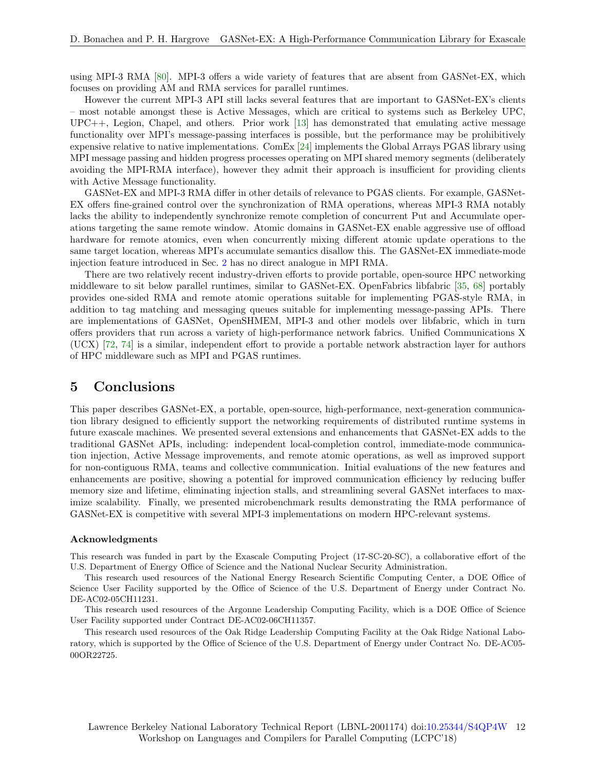using MPI-3 RMA [80]. MPI-3 offers a wide variety of features that are absent from GASNet-EX, which focuses on providing AM and RMA services for parallel runtimes.

However the current MPI-3 API still lacks several features that are important to GASNet-EX's clients – most notable amongst these is Active Messages, which are critical to systems such as Berkeley UPC, UPC++, Legion, Chapel, and others. Prior work [13] has demonstrated that emulating active message functionality over MPI's message-passing interfaces is possible, but the performance may be prohibitively expensive relative to native implementations. ComEx [24] implements the Global Arrays PGAS library using MPI message passing and hidden progress processes operating on MPI shared memory segments (deliberately avoiding the MPI-RMA interface), however they admit their approach is insufficient for providing clients with Active Message functionality.

GASNet-EX and MPI-3 RMA differ in other details of relevance to PGAS clients. For example, GASNet-EX offers fine-grained control over the synchronization of RMA operations, whereas MPI-3 RMA notably lacks the ability to independently synchronize remote completion of concurrent Put and Accumulate operations targeting the same remote window. Atomic domains in GASNet-EX enable aggressive use of offload hardware for remote atomics, even when concurrently mixing different atomic update operations to the same target location, whereas MPI's accumulate semantics disallow this. The GASNet-EX immediate-mode injection feature introduced in Sec. 2 has no direct analogue in MPI RMA.

There are two relatively recent industry-driven efforts to provide portable, open-source HPC networking middleware to sit below parallel runtimes, similar to GASNet-EX. OpenFabrics libfabric [35, 68] portably provides one-sided RMA and remote atomic operations suitable for implementing PGAS-style RMA, in addition to tag matching and messaging queues suitable for implementing message-passing APIs. There are implementations of GASNet, OpenSHMEM, MPI-3 and other models over libfabric, which in turn offers providers that run across a variety of high-performance network fabrics. Unified Communications X (UCX) [72, 74] is a similar, independent effort to provide a portable network abstraction layer for authors of HPC middleware such as MPI and PGAS runtimes.

# 5 Conclusions

This paper describes GASNet-EX, a portable, open-source, high-performance, next-generation communication library designed to efficiently support the networking requirements of distributed runtime systems in future exascale machines. We presented several extensions and enhancements that GASNet-EX adds to the traditional GASNet APIs, including: independent local-completion control, immediate-mode communication injection, Active Message improvements, and remote atomic operations, as well as improved support for non-contiguous RMA, teams and collective communication. Initial evaluations of the new features and enhancements are positive, showing a potential for improved communication efficiency by reducing buffer memory size and lifetime, eliminating injection stalls, and streamlining several GASNet interfaces to maximize scalability. Finally, we presented microbenchmark results demonstrating the RMA performance of GASNet-EX is competitive with several MPI-3 implementations on modern HPC-relevant systems.

### Acknowledgments

This research was funded in part by the Exascale Computing Project (17-SC-20-SC), a collaborative effort of the U.S. Department of Energy Office of Science and the National Nuclear Security Administration.

This research used resources of the National Energy Research Scientific Computing Center, a DOE Office of Science User Facility supported by the Office of Science of the U.S. Department of Energy under Contract No. DE-AC02-05CH11231.

This research used resources of the Argonne Leadership Computing Facility, which is a DOE Office of Science User Facility supported under Contract DE-AC02-06CH11357.

This research used resources of the Oak Ridge Leadership Computing Facility at the Oak Ridge National Laboratory, which is supported by the Office of Science of the U.S. Department of Energy under Contract No. DE-AC05-00OR22725.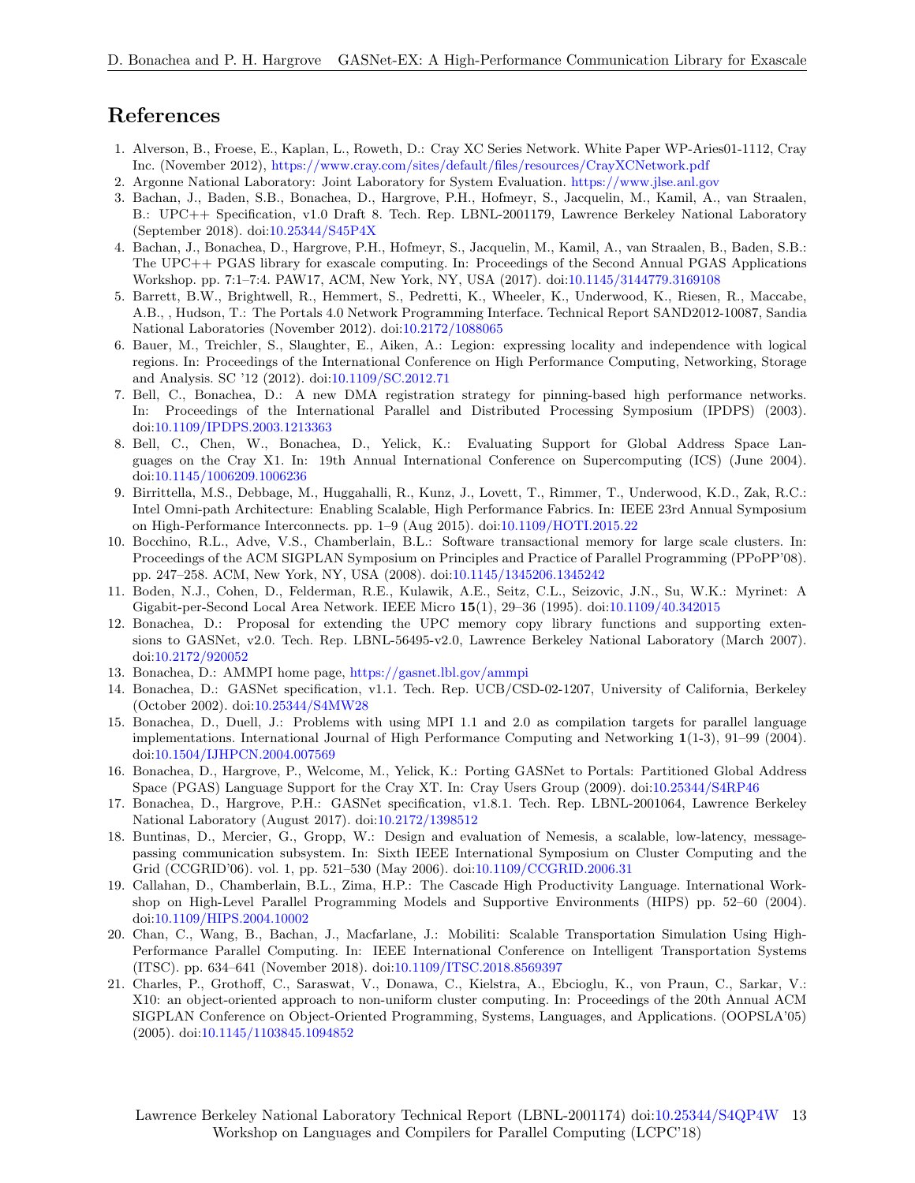# References

1. Alverson, B., Froese, E., Kaplan, L., Roweth, D.: Cray XC Series Network. White Paper WP-Aries01-1112, Cray Inc. (November 2012), https://www.cray.com/sites/default/files/resources/CrayXCNetwork.pdf
2. Argonne National Laboratory: Joint Laboratory for System Evaluation. https://www.jlse.anl.gov
3. Bachan, J., Baden, S.B., Bonachea, D., Hargrove, P.H., Hofmeyr, S., Jacquelin, M., Kamil, A., van Straalen, B.: UPC++ Specification, v1.0 Draft 8. Tech. Rep. LBNL-2001179, Lawrence Berkeley National Laboratory (September 2018). doi:10.25344/S45P4X
4. Bachan, J., Bonachea, D., Hargrove, P.H., Hofmeyr, S., Jacquelin, M., Kamil, A., van Straalen, B., Baden, S.B.: The UPC++ PGAS library for exascale computing. In: Proceedings of the Second Annual PGAS Applications Workshop. pp. 7:1–7:4. PAW17, ACM, New York, NY, USA (2017). doi:10.1145/3144779.3169108
5. Barrett, B.W., Brightwell, R., Hemmert, S., Pedretti, K., Wheeler, K., Underwood, K., Riesen, R., Maccabe, A.B., , Hudson, T.: The Portals 4.0 Network Programming Interface. Technical Report SAND2012-10087, Sandia National Laboratories (November 2012). doi:10.2172/1088065
6. Bauer, M., Treichler, S., Slaughter, E., Aiken, A.: Legion: expressing locality and independence with logical regions. In: Proceedings of the International Conference on High Performance Computing, Networking, Storage and Analysis. SC '12 (2012). doi:10.1109/SC.2012.71
7. Bell, C., Bonachea, D.: A new DMA registration strategy for pinning-based high performance networks. In: Proceedings of the International Parallel and Distributed Processing Symposium (IPDPS) (2003). doi:10.1109/IPDPS.2003.1213363
8. Bell, C., Chen, W., Bonachea, D., Yelick, K.: Evaluating Support for Global Address Space Languages on the Cray X1. In: 19th Annual International Conference on Supercomputing (ICS) (June 2004). doi:10.1145/1006209.1006236
9. Birrittella, M.S., Debbage, M., Huggahalli, R., Kunz, J., Lovett, T., Rimmer, T., Underwood, K.D., Zak, R.C.: Intel Omni-path Architecture: Enabling Scalable, High Performance Fabrics. In: IEEE 23rd Annual Symposium on High-Performance Interconnects. pp. 1–9 (Aug 2015). doi:10.1109/HOTI.2015.22
10. Bocchino, R.L., Adve, V.S., Chamberlain, B.L.: Software transactional memory for large scale clusters. In: Proceedings of the ACM SIGPLAN Symposium on Principles and Practice of Parallel Programming (PPoPP'08). pp. 247–258. ACM, New York, NY, USA (2008). doi:10.1145/1345206.1345242
11. Boden, N.J., Cohen, D., Felderman, R.E., Kulawik, A.E., Seitz, C.L., Seizovic, J.N., Su, W.K.: Myrinet: A Gigabit-per-Second Local Area Network. IEEE Micro **15**(1), 29–36 (1995). doi:10.1109/40.342015
12. Bonachea, D.: Proposal for extending the UPC memory copy library functions and supporting extensions to GASNet, v2.0. Tech. Rep. LBNL-56495-v2.0, Lawrence Berkeley National Laboratory (March 2007). doi:10.2172/920052
13. Bonachea, D.: AMMPI home page, https://gasnet.lbl.gov/ammpi
14. Bonachea, D.: GASNet specification, v1.1. Tech. Rep. UCB/CSD-02-1207, University of California, Berkeley (October 2002). doi:10.25344/S4MW28
15. Bonachea, D., Duell, J.: Problems with using MPI 1.1 and 2.0 as compilation targets for parallel language implementations. International Journal of High Performance Computing and Networking **1**(1-3), 91–99 (2004). doi:10.1504/IJHPCN.2004.007569
16. Bonachea, D., Hargrove, P., Welcome, M., Yelick, K.: Porting GASNet to Portals: Partitioned Global Address Space (PGAS) Language Support for the Cray XT. In: Cray Users Group (2009). doi:10.25344/S4RP46
17. Bonachea, D., Hargrove, P.H.: GASNet specification, v1.8.1. Tech. Rep. LBNL-2001064, Lawrence Berkeley National Laboratory (August 2017). doi:10.2172/1398512
18. Buntinas, D., Mercier, G., Gropp, W.: Design and evaluation of Nemesis, a scalable, low-latency, message-passing communication subsystem. In: Sixth IEEE International Symposium on Cluster Computing and the Grid (CCGRID'06). vol. 1, pp. 521–530 (May 2006). doi:10.1109/CCGRID.2006.31
19. Callahan, D., Chamberlain, B.L., Zima, H.P.: The Cascade High Productivity Language. International Workshop on High-Level Parallel Programming Models and Supportive Environments (HIPS) pp. 52–60 (2004). doi:10.1109/HIPS.2004.10002
20. Chan, C., Wang, B., Bachan, J., Macfarlane, J.: Mobiliti: Scalable Transportation Simulation Using High-Performance Parallel Computing. In: IEEE International Conference on Intelligent Transportation Systems (ITSC). pp. 634–641 (November 2018). doi:10.1109/ITSC.2018.8569397
21. Charles, P., Grothoff, C., Saraswat, V., Donawa, C., Kielstra, A., Ebcioglu, K., von Praun, C., Sarkar, V.: X10: an object-oriented approach to non-uniform cluster computing. In: Proceedings of the 20th Annual ACM SIGPLAN Conference on Object-Oriented Programming, Systems, Languages, and Applications. (OOPSLA'05) (2005). doi:10.1145/1103845.1094852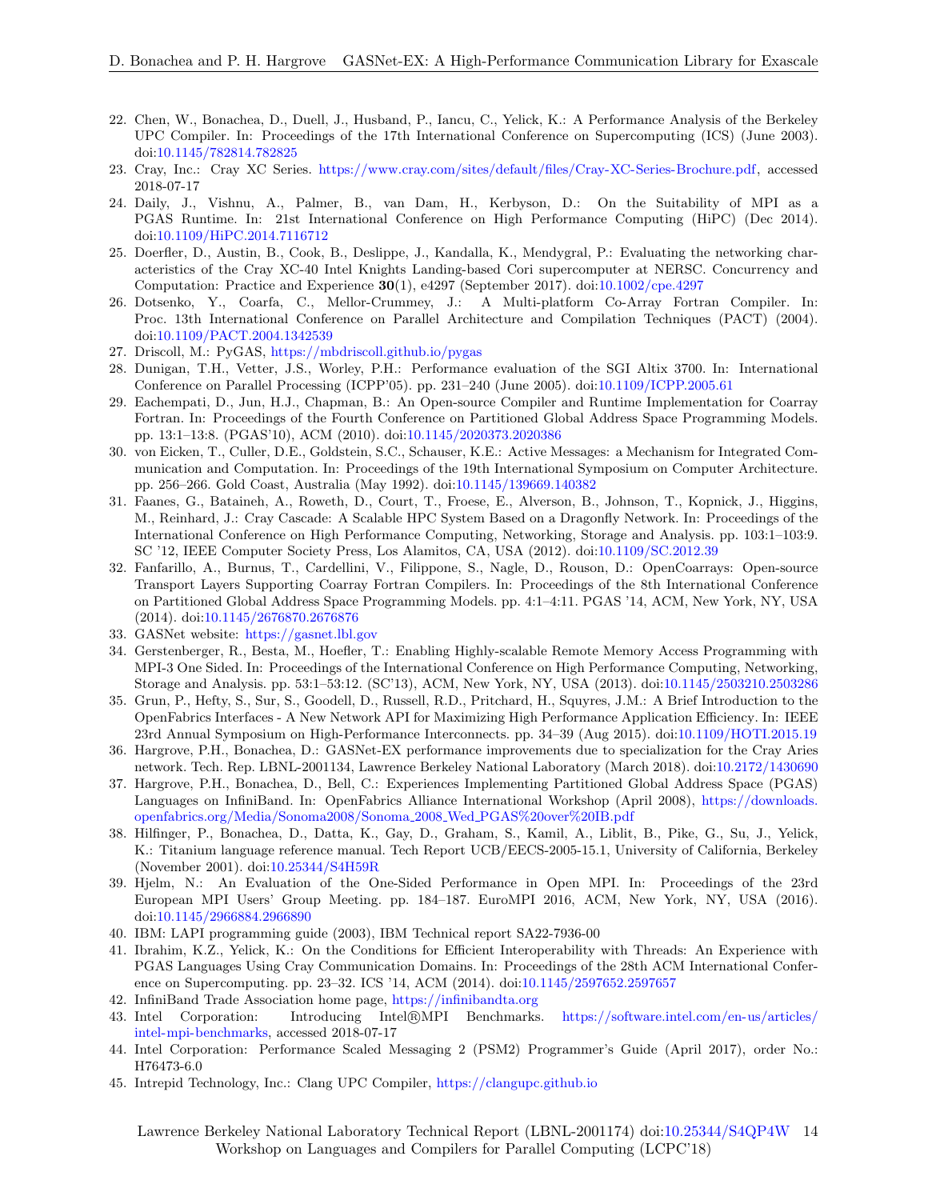22. Chen, W., Bonachea, D., Duell, J., Husband, P., Iancu, C., Yelick, K.: A Performance Analysis of the Berkeley UPC Compiler. In: Proceedings of the 17th International Conference on Supercomputing (ICS) (June 2003). doi:10.1145/782814.782825
23. Cray, Inc.: Cray XC Series. https://www.cray.com/sites/default/files/Cray-XC-Series-Brochure.pdf, accessed 2018-07-17
24. Daily, J., Vishnu, A., Palmer, B., van Dam, H., Kerbyson, D.: On the Suitability of MPI as a PGAS Runtime. In: 21st International Conference on High Performance Computing (HiPC) (Dec 2014). doi:10.1109/HiPC.2014.7116712
25. Doerfler, D., Austin, B., Cook, B., Deslippe, J., Kandalla, K., Mendygral, P.: Evaluating the networking characteristics of the Cray XC-40 Intel Knights Landing-based Cori supercomputer at NERSC. Concurrency and Computation: Practice and Experience **30**(1), e4297 (September 2017). doi:10.1002/cpe.4297
26. Dotsenko, Y., Coarfa, C., Mellor-Crummey, J.: A Multi-platform Co-Array Fortran Compiler. In: Proc. 13th International Conference on Parallel Architecture and Compilation Techniques (PACT) (2004). doi:10.1109/PACT.2004.1342539
27. Driscoll, M.: PyGAS, https://mbdriscoll.github.io/pygas
28. Dunigan, T.H., Vetter, J.S., Worley, P.H.: Performance evaluation of the SGI Altix 3700. In: International Conference on Parallel Processing (ICPP'05). pp. 231–240 (June 2005). doi:10.1109/ICPP.2005.61
29. Eachempati, D., Jun, H.J., Chapman, B.: An Open-source Compiler and Runtime Implementation for Coarray Fortran. In: Proceedings of the Fourth Conference on Partitioned Global Address Space Programming Models. pp. 13:1–13:8. (PGAS'10), ACM (2010). doi:10.1145/2020373.2020386
30. von Eicken, T., Culler, D.E., Goldstein, S.C., Schauser, K.E.: Active Messages: a Mechanism for Integrated Communication and Computation. In: Proceedings of the 19th International Symposium on Computer Architecture. pp. 256–266. Gold Coast, Australia (May 1992). doi:10.1145/139669.140382
31. Faanes, G., Bataineh, A., Roweth, D., Court, T., Froese, E., Alverson, B., Johnson, T., Kopnick, J., Higgins, M., Reinhard, J.: Cray Cascade: A Scalable HPC System Based on a Dragonfly Network. In: Proceedings of the International Conference on High Performance Computing, Networking, Storage and Analysis. pp. 103:1–103:9. SC '12, IEEE Computer Society Press, Los Alamitos, CA, USA (2012). doi:10.1109/SC.2012.39
32. Fanfarillo, A., Burnus, T., Cardellini, V., Filippone, S., Nagle, D., Rouson, D.: OpenCoarrays: Open-source Transport Layers Supporting Coarray Fortran Compilers. In: Proceedings of the 8th International Conference on Partitioned Global Address Space Programming Models. pp. 4:1–4:11. PGAS '14, ACM, New York, NY, USA (2014). doi:10.1145/2676870.2676876
33. GASNet website: https://gasnet.lbl.gov
34. Gerstenberger, R., Besta, M., Hoefler, T.: Enabling Highly-scalable Remote Memory Access Programming with MPI-3 One Sided. In: Proceedings of the International Conference on High Performance Computing, Networking, Storage and Analysis. pp. 53:1–53:12. (SC'13), ACM, New York, NY, USA (2013). doi:10.1145/2503210.2503286
35. Grun, P., Hefty, S., Sur, S., Goodell, D., Russell, R.D., Pritchard, H., Squyres, J.M.: A Brief Introduction to the OpenFabrics Interfaces - A New Network API for Maximizing High Performance Application Efficiency. In: IEEE 23rd Annual Symposium on High-Performance Interconnects. pp. 34–39 (Aug 2015). doi:10.1109/HOTI.2015.19
36. Hargrove, P.H., Bonachea, D.: GASNet-EX performance improvements due to specialization for the Cray Aries network. Tech. Rep. LBNL-2001134, Lawrence Berkeley National Laboratory (March 2018). doi:10.2172/1430690
37. Hargrove, P.H., Bonachea, D., Bell, C.: Experiences Implementing Partitioned Global Address Space (PGAS) Languages on InfiniBand. In: OpenFabrics Alliance International Workshop (April 2008), https://downloads.openfabrics.org/Media/Sonoma2008/Sonoma_2008_Wed_PGAS%20over%20IB.pdf
38. Hilfinger, P., Bonachea, D., Datta, K., Gay, D., Graham, S., Kamil, A., Liblit, B., Pike, G., Su, J., Yelick, K.: Titanium language reference manual. Tech Report UCB/EECS-2005-15.1, University of California, Berkeley (November 2001). doi:10.25344/S4H59R
39. Hjelm, N.: An Evaluation of the One-Sided Performance in Open MPI. In: Proceedings of the 23rd European MPI Users' Group Meeting. pp. 184–187. EuroMPI 2016, ACM, New York, NY, USA (2016). doi:10.1145/2966884.2966890
40. IBM: LAPI programming guide (2003), IBM Technical report SA22-7936-00
41. Ibrahim, K.Z., Yelick, K.: On the Conditions for Efficient Interoperability with Threads: An Experience with PGAS Languages Using Cray Communication Domains. In: Proceedings of the 28th ACM International Conference on Supercomputing. pp. 23–32. ICS '14, ACM (2014). doi:10.1145/2597652.2597657
42. InfiniBand Trade Association home page, https://infinibandta.org
43. Intel Corporation: Introducing Intel®MPI Benchmarks. https://software.intel.com/en-us/articles/intel-mpi-benchmarks, accessed 2018-07-17
44. Intel Corporation: Performance Scaled Messaging 2 (PSM2) Programmer's Guide (April 2017), order No.: H76473-6.0
45. Intrepid Technology, Inc.: Clang UPC Compiler, https://clangupc.github.io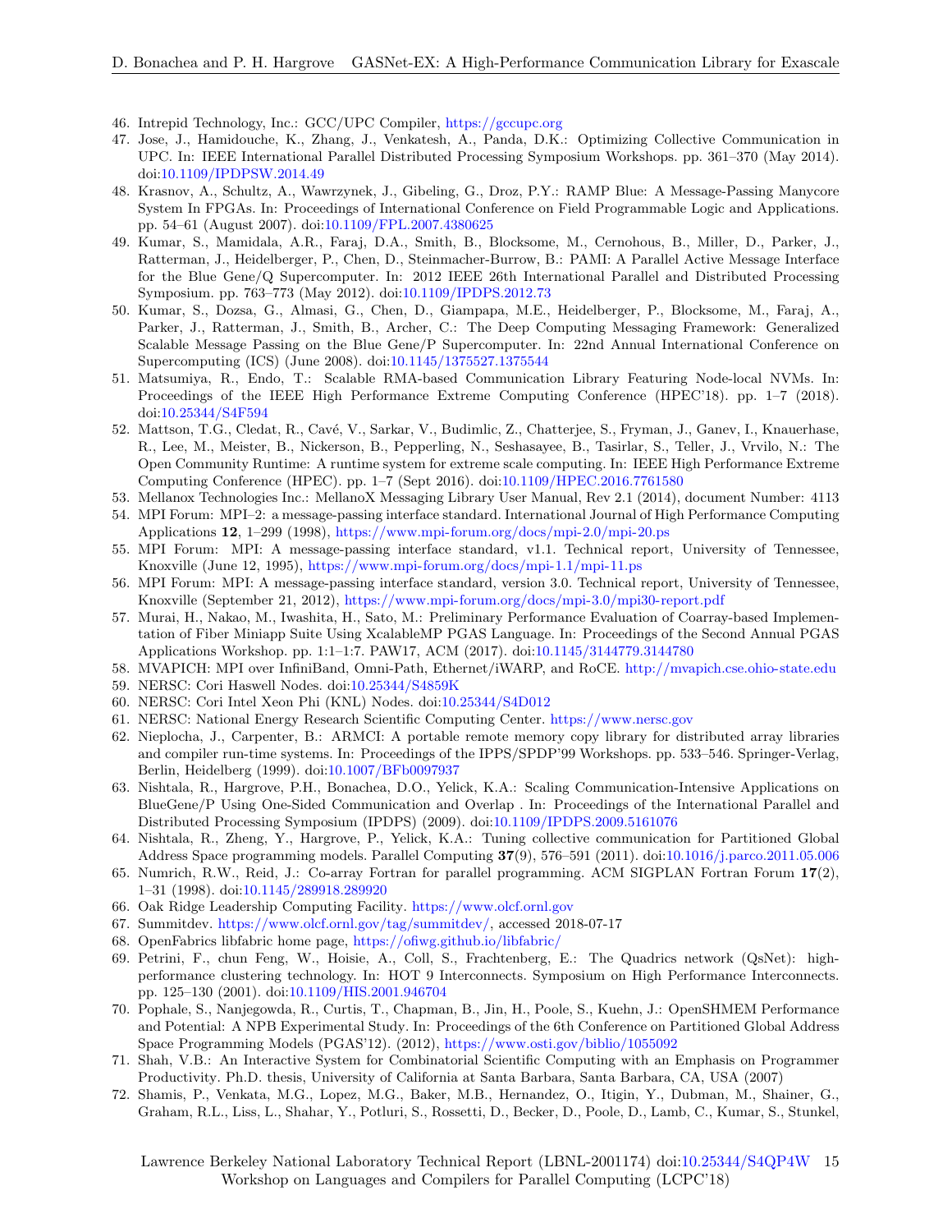46. Intrepid Technology, Inc.: GCC/UPC Compiler, https://gccupc.org
47. Jose, J., Hamidouche, K., Zhang, J., Venkatesh, A., Panda, D.K.: Optimizing Collective Communication in UPC. In: IEEE International Parallel Distributed Processing Symposium Workshops. pp. 361–370 (May 2014). doi:10.1109/IPDPSW.2014.49
48. Krasnov, A., Schultz, A., Wawrzynek, J., Gibeling, G., Droz, P.Y.: RAMP Blue: A Message-Passing Manycore System In FPGAs. In: Proceedings of International Conference on Field Programmable Logic and Applications. pp. 54–61 (August 2007). doi:10.1109/FPL.2007.4380625
49. Kumar, S., Mamidala, A.R., Faraj, D.A., Smith, B., Blocksome, M., Cernohous, B., Miller, D., Parker, J., Ratterman, J., Heidelberger, P., Chen, D., Steinmacher-Burrow, B.: PAMI: A Parallel Active Message Interface for the Blue Gene/Q Supercomputer. In: 2012 IEEE 26th International Parallel and Distributed Processing Symposium. pp. 763–773 (May 2012). doi:10.1109/IPDPS.2012.73
50. Kumar, S., Dozsa, G., Almasi, G., Chen, D., Giampapa, M.E., Heidelberger, P., Blocksome, M., Faraj, A., Parker, J., Ratterman, J., Smith, B., Archer, C.: The Deep Computing Messaging Framework: Generalized Scalable Message Passing on the Blue Gene/P Supercomputer. In: 22nd Annual International Conference on Supercomputing (ICS) (June 2008). doi:10.1145/1375527.1375544
51. Matsumiya, R., Endo, T.: Scalable RMA-based Communication Library Featuring Node-local NVMs. In: Proceedings of the IEEE High Performance Extreme Computing Conference (HPEC'18). pp. 1–7 (2018). doi:10.25344/S4F594
52. Mattson, T.G., Cledat, R., Cavé, V., Sarkar, V., Budimlic, Z., Chatterjee, S., Fryman, J., Ganev, I., Knauerhase, R., Lee, M., Meister, B., Nickerson, B., Pepperling, N., Seshasayee, B., Tasirlar, S., Teller, J., Vrvilo, N.: The Open Community Runtime: A runtime system for extreme scale computing. In: IEEE High Performance Extreme Computing Conference (HPEC). pp. 1–7 (Sept 2016). doi:10.1109/HPEC.2016.7761580
53. Mellanox Technologies Inc.: MellanoX Messaging Library User Manual, Rev 2.1 (2014), document Number: 4113
54. MPI Forum: MPI–2: a message-passing interface standard. International Journal of High Performance Computing Applications **12**, 1–299 (1998), https://www.mpi-forum.org/docs/mpi-2.0/mpi-20.ps
55. MPI Forum: MPI: A message-passing interface standard, v1.1. Technical report, University of Tennessee, Knoxville (June 12, 1995), https://www.mpi-forum.org/docs/mpi-1.1/mpi-11.ps
56. MPI Forum: MPI: A message-passing interface standard, version 3.0. Technical report, University of Tennessee, Knoxville (September 21, 2012), https://www.mpi-forum.org/docs/mpi-3.0/mpi30-report.pdf
57. Murai, H., Nakao, M., Iwashita, H., Sato, M.: Preliminary Performance Evaluation of Coarray-based Implementation of Fiber Miniapp Suite Using XcalableMP PGAS Language. In: Proceedings of the Second Annual PGAS Applications Workshop. pp. 1:1–1:7. PAW17, ACM (2017). doi:10.1145/3144779.3144780
58. MVAPICH: MPI over InfiniBand, Omni-Path, Ethernet/iWARP, and RoCE. http://mvapich.cse.ohio-state.edu
59. NERSC: Cori Haswell Nodes. doi:10.25344/S4859K
60. NERSC: Cori Intel Xeon Phi (KNL) Nodes. doi:10.25344/S4D012
61. NERSC: National Energy Research Scientific Computing Center. https://www.nersc.gov
62. Nieplocha, J., Carpenter, B.: ARMCI: A portable remote memory copy library for distributed array libraries and compiler run-time systems. In: Proceedings of the IPPS/SPDP'99 Workshops. pp. 533–546. Springer-Verlag, Berlin, Heidelberg (1999). doi:10.1007/BFb0097937
63. Nishtala, R., Hargrove, P.H., Bonachea, D.O., Yelick, K.A.: Scaling Communication-Intensive Applications on BlueGene/P Using One-Sided Communication and Overlap . In: Proceedings of the International Parallel and Distributed Processing Symposium (IPDPS) (2009). doi:10.1109/IPDPS.2009.5161076
64. Nishtala, R., Zheng, Y., Hargrove, P., Yelick, K.A.: Tuning collective communication for Partitioned Global Address Space programming models. Parallel Computing **37**(9), 576–591 (2011). doi:10.1016/j.parco.2011.05.006
65. Numrich, R.W., Reid, J.: Co-array Fortran for parallel programming. ACM SIGPLAN Fortran Forum **17**(2), 1–31 (1998). doi:10.1145/289918.289920
66. Oak Ridge Leadership Computing Facility. https://www.olcf.ornl.gov
67. Summitdev. https://www.olcf.ornl.gov/tag/summitdev/, accessed 2018-07-17
68. OpenFabrics libfabric home page, https://ofiwg.github.io/libfabric/
69. Petrini, F., chun Feng, W., Hoisie, A., Coll, S., Frachtenberg, E.: The Quadrics network (QsNet): high-performance clustering technology. In: HOT 9 Interconnects. Symposium on High Performance Interconnects. pp. 125–130 (2001). doi:10.1109/HIS.2001.946704
70. Pophale, S., Nanjegowda, R., Curtis, T., Chapman, B., Jin, H., Poole, S., Kuehn, J.: OpenSHMEM Performance and Potential: A NPB Experimental Study. In: Proceedings of the 6th Conference on Partitioned Global Address Space Programming Models (PGAS'12). (2012), https://www.osti.gov/biblio/1055092
71. Shah, V.B.: An Interactive System for Combinatorial Scientific Computing with an Emphasis on Programmer Productivity. Ph.D. thesis, University of California at Santa Barbara, Santa Barbara, CA, USA (2007)
72. Shamis, P., Venkata, M.G., Lopez, M.G., Baker, M.B., Hernandez, O., Itigin, Y., Dubman, M., Shainer, G., Graham, R.L., Liss, L., Shahar, Y., Potluri, S., Rossetti, D., Becker, D., Poole, D., Lamb, C., Kumar, S., Stunkel,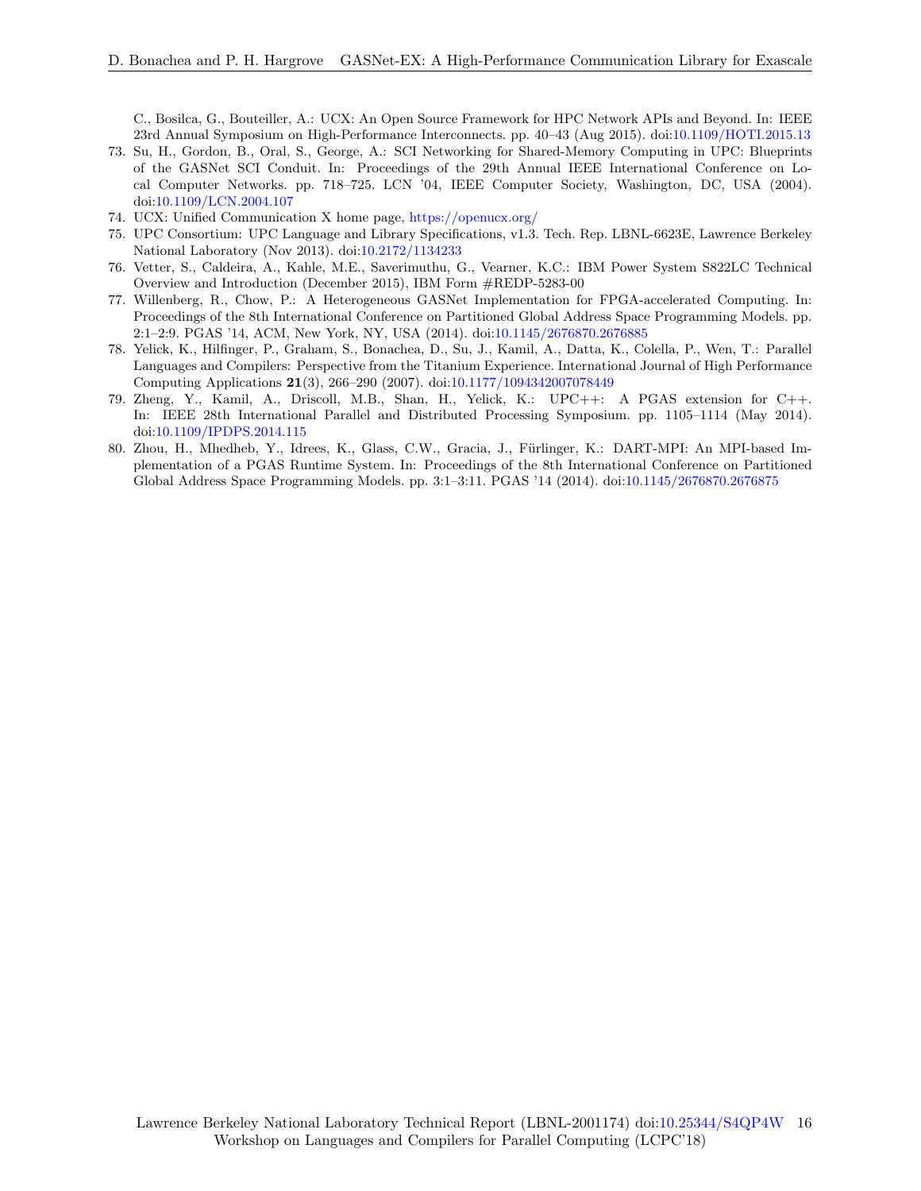C., Bosilca, G., Bouteiller, A.: UCX: An Open Source Framework for HPC Network APIs and Beyond. In: IEEE 23rd Annual Symposium on High-Performance Interconnects. pp. 40–43 (Aug 2015). doi:10.1109/HOTI.2015.13

73. Su, H., Gordon, B., Oral, S., George, A.: SCI Networking for Shared-Memory Computing in UPC: Blueprints of the GASNet SCI Conduit. In: Proceedings of the 29th Annual IEEE International Conference on Local Computer Networks. pp. 718–725. LCN '04, IEEE Computer Society, Washington, DC, USA (2004). doi:10.1109/LCN.2004.107
74. UCX: Unified Communication X home page, https://openucx.org/
75. UPC Consortium: UPC Language and Library Specifications, v1.3. Tech. Rep. LBNL-6623E, Lawrence Berkeley National Laboratory (Nov 2013). doi:10.2172/1134233
76. Vetter, S., Caldeira, A., Kahle, M.E., Saverimuthu, G., Vearner, K.C.: IBM Power System S822LC Technical Overview and Introduction (December 2015), IBM Form #REDP-5283-00
77. Willenberg, R., Chow, P.: A Heterogeneous GASNet Implementation for FPGA-accelerated Computing. In: Proceedings of the 8th International Conference on Partitioned Global Address Space Programming Models. pp. 2:1–2:9. PGAS '14, ACM, New York, NY, USA (2014). doi:10.1145/2676870.2676885
78. Yelick, K., Hilfinger, P., Graham, S., Bonachea, D., Su, J., Kamil, A., Datta, K., Colella, P., Wen, T.: Parallel Languages and Compilers: Perspective from the Titanium Experience. International Journal of High Performance Computing Applications **21**(3), 266–290 (2007). doi:10.1177/1094342007078449
79. Zheng, Y., Kamil, A., Driscoll, M.B., Shan, H., Yelick, K.: UPC++: A PGAS extension for C++. In: IEEE 28th International Parallel and Distributed Processing Symposium. pp. 1105–1114 (May 2014). doi:10.1109/IPDPS.2014.115
80. Zhou, H., Mhedheb, Y., Idrees, K., Glass, C.W., Gracia, J., Fürlinger, K.: DART-MPI: An MPI-based Implementation of a PGAS Runtime System. In: Proceedings of the 8th International Conference on Partitioned Global Address Space Programming Models. pp. 3:1–3:11. PGAS '14 (2014). doi:10.1145/2676870.2676875